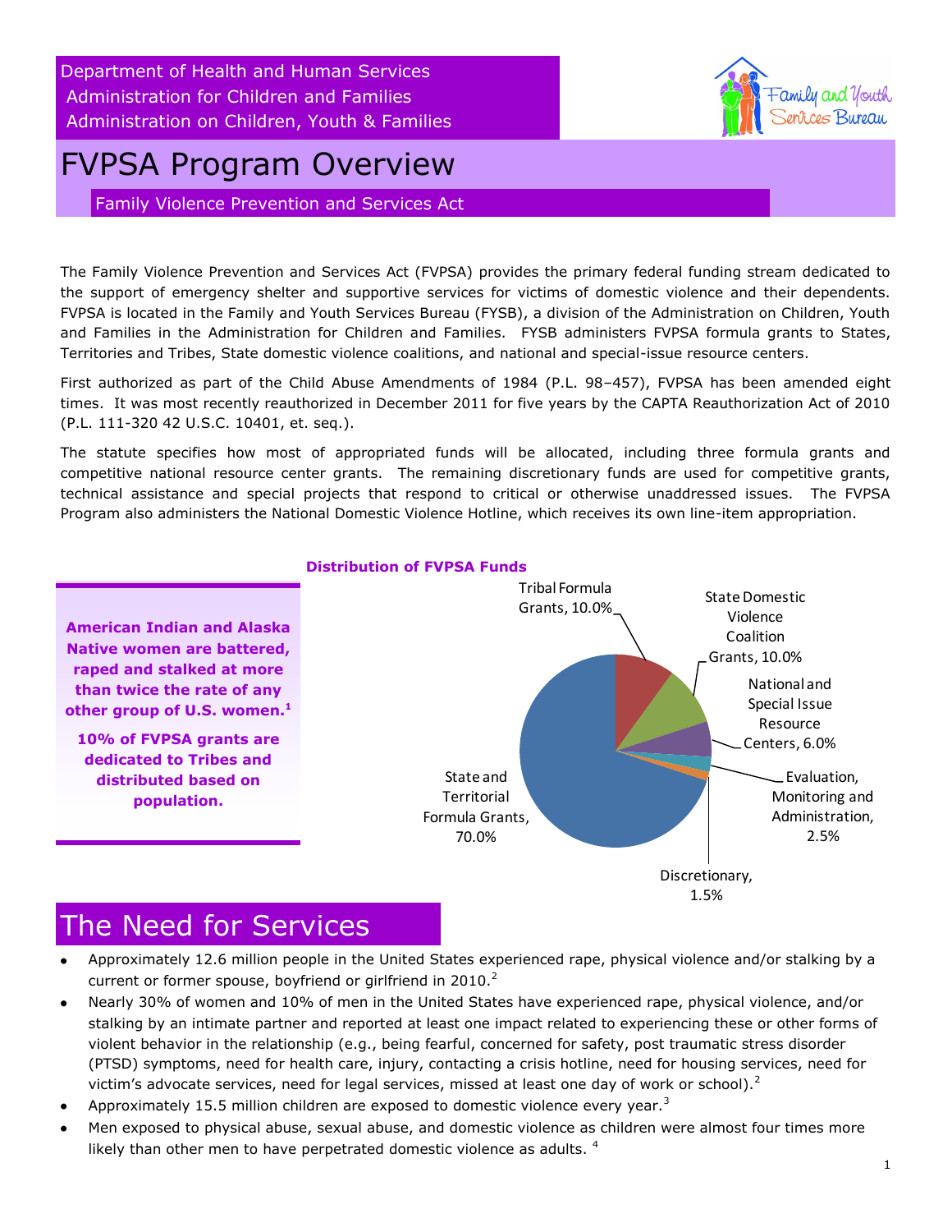Department of Health and Human Services
Administration for Children and Families
Administration on Children, Youth & Families

# FVPSA Program Overview

## Family Violence Prevention and Services Act

The Family Violence Prevention and Services Act (FVPSA) provides the primary federal funding stream dedicated to the support of emergency shelter and supportive services for victims of domestic violence and their dependents. FVPSA is located in the Family and Youth Services Bureau (FYSB), a division of the Administration on Children, Youth and Families in the Administration for Children and Families. FYSB administers FVPSA formula grants to States, Territories and Tribes, State domestic violence coalitions, and national and special-issue resource centers.

First authorized as part of the Child Abuse Amendments of 1984 (P.L. 98–457), FVPSA has been amended eight times. It was most recently reauthorized in December 2011 for five years by the CAPTA Reauthorization Act of 2010 (P.L. 111-320 42 U.S.C. 10401, et. seq.).

The statute specifies how most of appropriated funds will be allocated, including three formula grants and competitive national resource center grants. The remaining discretionary funds are used for competitive grants, technical assistance and special projects that respond to critical or otherwise unaddressed issues. The FVPSA Program also administers the National Domestic Violence Hotline, which receives its own line-item appropriation.

**American Indian and Alaska Native women are battered, raped and stalked at more than twice the rate of any other group of U.S. women.[1]**

**10% of FVPSA grants are dedicated to Tribes and distributed based on population.**

**Distribution of FVPSA Funds**

| Category | Share |
|---|---|
| State and Territorial Formula Grants | 70.0% |
| Tribal Formula Grants | 10.0% |
| State Domestic Violence Coalition Grants | 10.0% |
| National and Special Issue Resource Centers | 6.0% |
| Evaluation, Monitoring and Administration | 2.5% |
| Discretionary | 1.5% |

# The Need for Services

- Approximately 12.6 million people in the United States experienced rape, physical violence and/or stalking by a current or former spouse, boyfriend or girlfriend in 2010.[2]
- Nearly 30% of women and 10% of men in the United States have experienced rape, physical violence, and/or stalking by an intimate partner and reported at least one impact related to experiencing these or other forms of violent behavior in the relationship (e.g., being fearful, concerned for safety, post traumatic stress disorder (PTSD) symptoms, need for health care, injury, contacting a crisis hotline, need for housing services, need for victim's advocate services, need for legal services, missed at least one day of work or school).[2]
- Approximately 15.5 million children are exposed to domestic violence every year.[3]
- Men exposed to physical abuse, sexual abuse, and domestic violence as children were almost four times more likely than other men to have perpetrated domestic violence as adults.[4]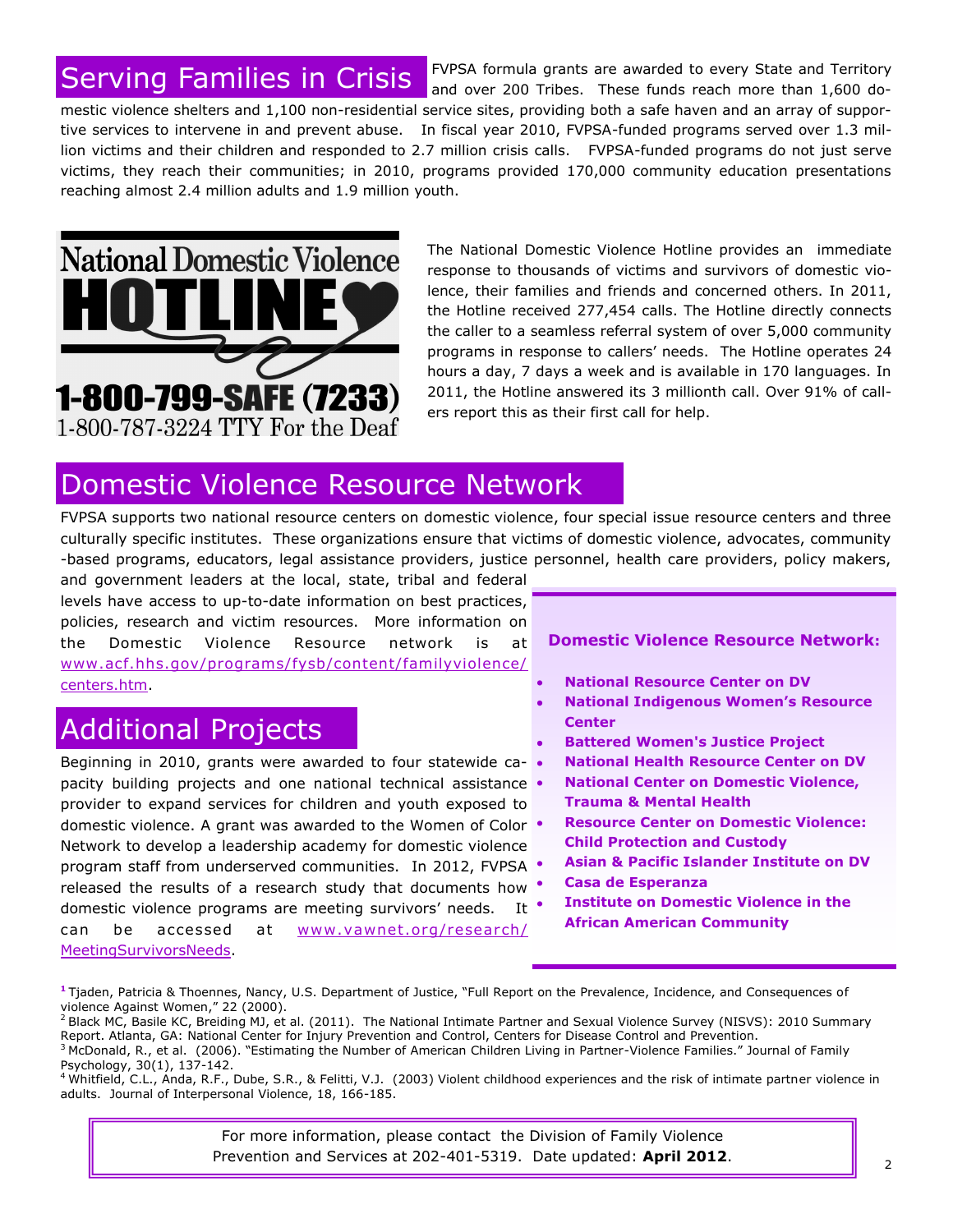## Serving Families in Crisis

FVPSA formula grants are awarded to every State and Territory and over 200 Tribes. These funds reach more than 1,600 domestic violence shelters and 1,100 non-residential service sites, providing both a safe haven and an array of supportive services to intervene in and prevent abuse. In fiscal year 2010, FVPSA-funded programs served over 1.3 million victims and their children and responded to 2.7 million crisis calls. FVPSA-funded programs do not just serve victims, they reach their communities; in 2010, programs provided 170,000 community education presentations reaching almost 2.4 million adults and 1.9 million youth.

National Domestic Violence HOTLINE

1-800-799-SAFE (7233)

1-800-787-3224 TTY For the Deaf

The National Domestic Violence Hotline provides an immediate response to thousands of victims and survivors of domestic violence, their families and friends and concerned others. In 2011, the Hotline received 277,454 calls. The Hotline directly connects the caller to a seamless referral system of over 5,000 community programs in response to callers' needs. The Hotline operates 24 hours a day, 7 days a week and is available in 170 languages. In 2011, the Hotline answered its 3 millionth call. Over 91% of callers report this as their first call for help.

## Domestic Violence Resource Network

FVPSA supports two national resource centers on domestic violence, four special issue resource centers and three culturally specific institutes. These organizations ensure that victims of domestic violence, advocates, community-based programs, educators, legal assistance providers, justice personnel, health care providers, policy makers, and government leaders at the local, state, tribal and federal levels have access to up-to-date information on best practices, policies, research and victim resources. More information on the Domestic Violence Resource network is at www.acf.hhs.gov/programs/fysb/content/familyviolence/centers.htm.

**Domestic Violence Resource Network:**

- **National Resource Center on DV**
- **National Indigenous Women's Resource Center**
- **Battered Women's Justice Project**
- **National Health Resource Center on DV**
- **National Center on Domestic Violence, Trauma & Mental Health**
- **Resource Center on Domestic Violence: Child Protection and Custody**
- **Asian & Pacific Islander Institute on DV**
- **Casa de Esperanza**
- **Institute on Domestic Violence in the African American Community**

## Additional Projects

Beginning in 2010, grants were awarded to four statewide capacity building projects and one national technical assistance provider to expand services for children and youth exposed to domestic violence. A grant was awarded to the Women of Color Network to develop a leadership academy for domestic violence program staff from underserved communities. In 2012, FVPSA released the results of a research study that documents how domestic violence programs are meeting survivors' needs. It can be accessed at www.vawnet.org/research/MeetingSurvivorsNeeds.

[1] Tjaden, Patricia & Thoennes, Nancy, U.S. Department of Justice, "Full Report on the Prevalence, Incidence, and Consequences of violence Against Women," 22 (2000).

[2] Black MC, Basile KC, Breiding MJ, et al. (2011). The National Intimate Partner and Sexual Violence Survey (NISVS): 2010 Summary Report. Atlanta, GA: National Center for Injury Prevention and Control, Centers for Disease Control and Prevention.

[3] McDonald, R., et al. (2006). "Estimating the Number of American Children Living in Partner-Violence Families." Journal of Family Psychology, 30(1), 137-142.

[4] Whitfield, C.L., Anda, R.F., Dube, S.R., & Felitti, V.J. (2003) Violent childhood experiences and the risk of intimate partner violence in adults. Journal of Interpersonal Violence, 18, 166-185.

For more information, please contact the Division of Family Violence Prevention and Services at 202-401-5319. Date updated: **April 2012**.